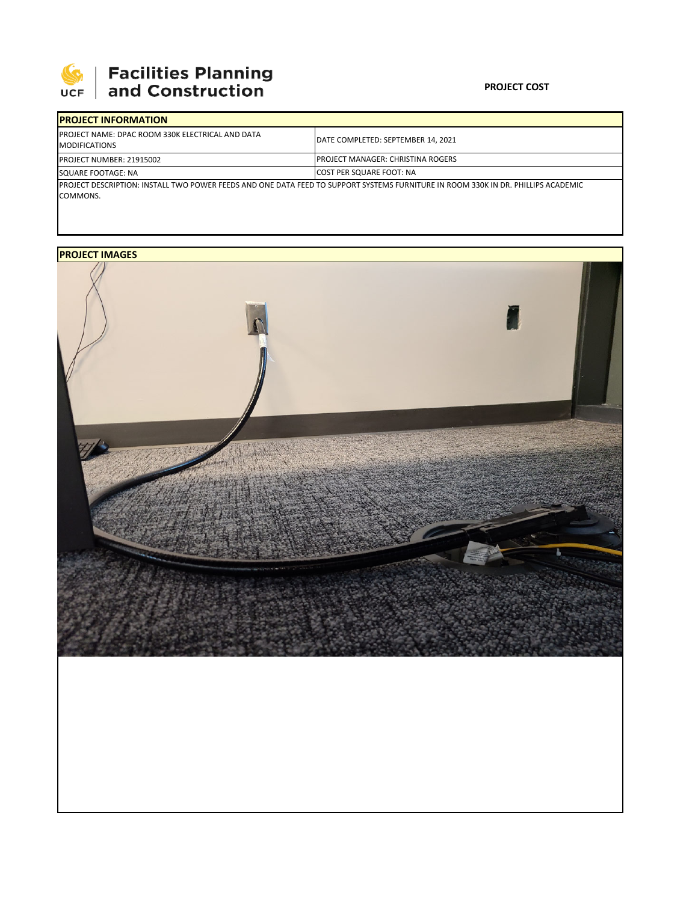Facilities Planning and Construction

**PROJECT COST**

| PROJECT INFORMATION | |
|---|---|
| PROJECT NAME: DPAC ROOM 330K ELECTRICAL AND DATA MODIFICATIONS | DATE COMPLETED: SEPTEMBER 14, 2021 |
| PROJECT NUMBER: 21915002 | PROJECT MANAGER: CHRISTINA ROGERS |
| SQUARE FOOTAGE: NA | COST PER SQUARE FOOT: NA |
| PROJECT DESCRIPTION: INSTALL TWO POWER FEEDS AND ONE DATA FEED TO SUPPORT SYSTEMS FURNITURE IN ROOM 330K IN DR. PHILLIPS ACADEMIC COMMONS. | |

**PROJECT IMAGES**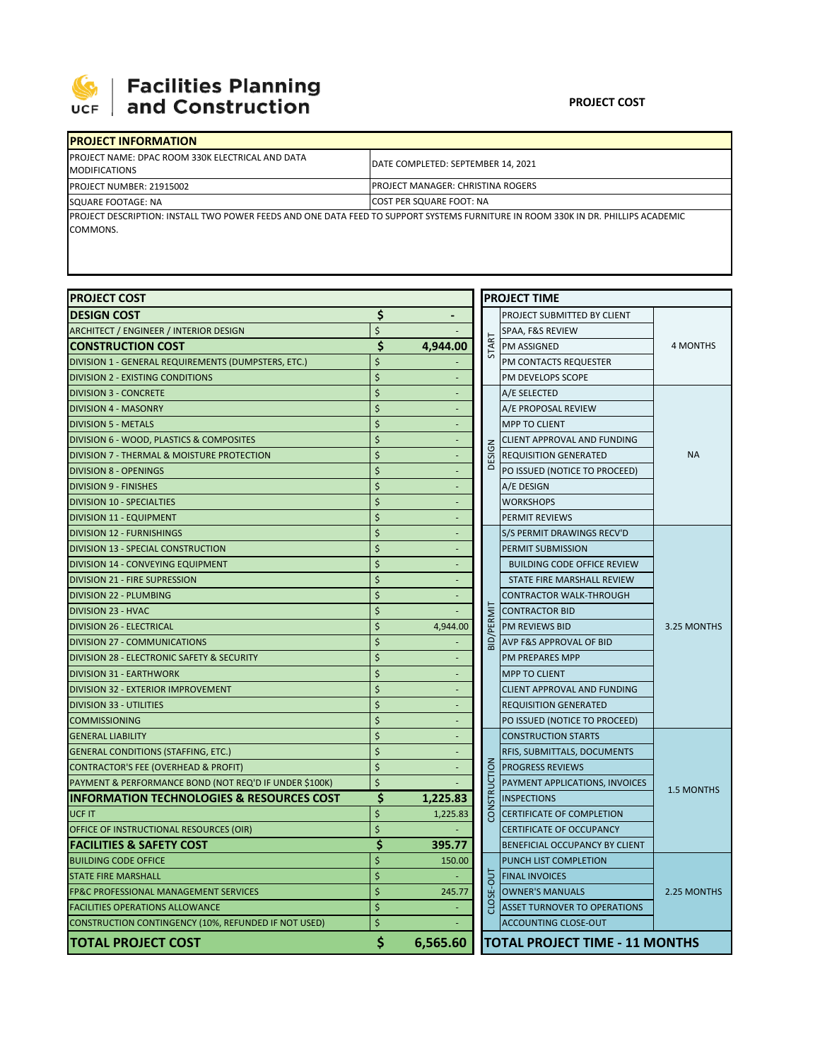**Facilities Planning and Construction**

**PROJECT COST**

| PROJECT INFORMATION | |
|---|---|
| PROJECT NAME: DPAC ROOM 330K ELECTRICAL AND DATA MODIFICATIONS | DATE COMPLETED: SEPTEMBER 14, 2021 |
| PROJECT NUMBER: 21915002 | PROJECT MANAGER: CHRISTINA ROGERS |
| SQUARE FOOTAGE: NA | COST PER SQUARE FOOT: NA |
| PROJECT DESCRIPTION: INSTALL TWO POWER FEEDS AND ONE DATA FEED TO SUPPORT SYSTEMS FURNITURE IN ROOM 330K IN DR. PHILLIPS ACADEMIC COMMONS. | |

| PROJECT COST | | |
|---|---|---|
| **DESIGN COST** | **$** | **-** |
| ARCHITECT / ENGINEER / INTERIOR DESIGN | $ | - |
| **CONSTRUCTION COST** | **$** | **4,944.00** |
| DIVISION 1 - GENERAL REQUIREMENTS (DUMPSTERS, ETC.) | $ | - |
| DIVISION 2 - EXISTING CONDITIONS | $ | - |
| DIVISION 3 - CONCRETE | $ | - |
| DIVISION 4 - MASONRY | $ | - |
| DIVISION 5 - METALS | $ | - |
| DIVISION 6 - WOOD, PLASTICS & COMPOSITES | $ | - |
| DIVISION 7 - THERMAL & MOISTURE PROTECTION | $ | - |
| DIVISION 8 - OPENINGS | $ | - |
| DIVISION 9 - FINISHES | $ | - |
| DIVISION 10 - SPECIALTIES | $ | - |
| DIVISION 11 - EQUIPMENT | $ | - |
| DIVISION 12 - FURNISHINGS | $ | - |
| DIVISION 13 - SPECIAL CONSTRUCTION | $ | - |
| DIVISION 14 - CONVEYING EQUIPMENT | $ | - |
| DIVISION 21 - FIRE SUPRESSION | $ | - |
| DIVISION 22 - PLUMBING | $ | - |
| DIVISION 23 - HVAC | $ | - |
| DIVISION 26 - ELECTRICAL | $ | 4,944.00 |
| DIVISION 27 - COMMUNICATIONS | $ | - |
| DIVISION 28 - ELECTRONIC SAFETY & SECURITY | $ | - |
| DIVISION 31 - EARTHWORK | $ | - |
| DIVISION 32 - EXTERIOR IMPROVEMENT | $ | - |
| DIVISION 33 - UTILITIES | $ | - |
| COMMISSIONING | $ | - |
| GENERAL LIABILITY | $ | - |
| GENERAL CONDITIONS (STAFFING, ETC.) | $ | - |
| CONTRACTOR'S FEE (OVERHEAD & PROFIT) | $ | - |
| PAYMENT & PERFORMANCE BOND (NOT REQ'D IF UNDER $100K) | $ | - |
| **INFORMATION TECHNOLOGIES & RESOURCES COST** | **$** | **1,225.83** |
| UCF IT | $ | 1,225.83 |
| OFFICE OF INSTRUCTIONAL RESOURCES (OIR) | $ | - |
| **FACILITIES & SAFETY COST** | **$** | **395.77** |
| BUILDING CODE OFFICE | $ | 150.00 |
| STATE FIRE MARSHALL | $ | - |
| FP&C PROFESSIONAL MANAGEMENT SERVICES | $ | 245.77 |
| FACILITIES OPERATIONS ALLOWANCE | $ | - |
| CONSTRUCTION CONTINGENCY (10%, REFUNDED IF NOT USED) | $ | - |
| **TOTAL PROJECT COST** | **$** | **6,565.60** |

| PROJECT TIME | | |
|---|---|---|
| START | PROJECT SUBMITTED BY CLIENT | 4 MONTHS |
| | SPAA, F&S REVIEW | |
| | PM ASSIGNED | |
| | PM CONTACTS REQUESTER | |
| | PM DEVELOPS SCOPE | |
| DESIGN | A/E SELECTED | NA |
| | A/E PROPOSAL REVIEW | |
| | MPP TO CLIENT | |
| | CLIENT APPROVAL AND FUNDING | |
| | REQUISITION GENERATED | |
| | PO ISSUED (NOTICE TO PROCEED) | |
| | A/E DESIGN | |
| | WORKSHOPS | |
| | PERMIT REVIEWS | |
| BID/PERMIT | S/S PERMIT DRAWINGS RECV'D | 3.25 MONTHS |
| | PERMIT SUBMISSION | |
| | BUILDING CODE OFFICE REVIEW | |
| | STATE FIRE MARSHALL REVIEW | |
| | CONTRACTOR WALK-THROUGH | |
| | CONTRACTOR BID | |
| | PM REVIEWS BID | |
| | AVP F&S APPROVAL OF BID | |
| | PM PREPARES MPP | |
| | MPP TO CLIENT | |
| | CLIENT APPROVAL AND FUNDING | |
| | REQUISITION GENERATED | |
| | PO ISSUED (NOTICE TO PROCEED) | |
| CONSTRUCTION | CONSTRUCTION STARTS | 1.5 MONTHS |
| | RFIS, SUBMITTALS, DOCUMENTS | |
| | PROGRESS REVIEWS | |
| | PAYMENT APPLICATIONS, INVOICES | |
| | INSPECTIONS | |
| | CERTIFICATE OF COMPLETION | |
| | CERTIFICATE OF OCCUPANCY | |
| | BENEFICIAL OCCUPANCY BY CLIENT | |
| CLOSE-OUT | PUNCH LIST COMPLETION | 2.25 MONTHS |
| | FINAL INVOICES | |
| | OWNER'S MANUALS | |
| | ASSET TURNOVER TO OPERATIONS | |
| | ACCOUNTING CLOSE-OUT | |
| **TOTAL PROJECT TIME - 11 MONTHS** | | |